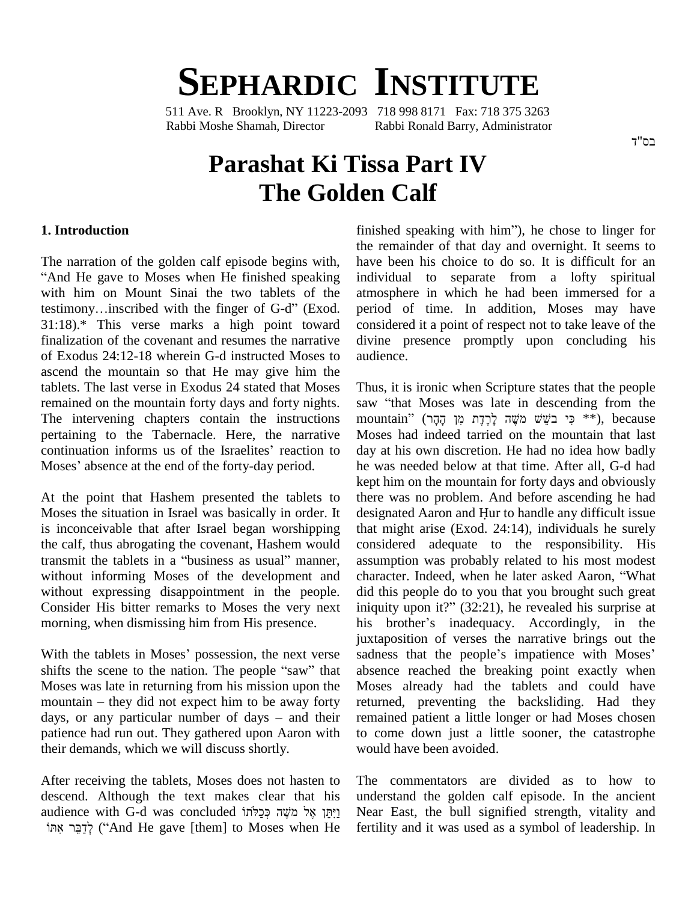# SEPHARDIC INSTITUTE

511 Ave. R Brooklyn, NY 11223-2093 718 998 8171 Fax: 718 375 3263
Rabbi Moshe Shamah, Director Rabbi Ronald Barry, Administrator

בס"ד

# Parashat Ki Tissa Part IV
# The Golden Calf

### 1. Introduction

The narration of the golden calf episode begins with, "And He gave to Moses when He finished speaking with him on Mount Sinai the two tablets of the testimony…inscribed with the finger of G-d" (Exod. 31:18).* This verse marks a high point toward finalization of the covenant and resumes the narrative of Exodus 24:12-18 wherein G-d instructed Moses to ascend the mountain so that He may give him the tablets. The last verse in Exodus 24 stated that Moses remained on the mountain forty days and forty nights. The intervening chapters contain the instructions pertaining to the Tabernacle. Here, the narrative continuation informs us of the Israelites' reaction to Moses' absence at the end of the forty-day period.

At the point that Hashem presented the tablets to Moses the situation in Israel was basically in order. It is inconceivable that after Israel began worshipping the calf, thus abrogating the covenant, Hashem would transmit the tablets in a "business as usual" manner, without informing Moses of the development and without expressing disappointment in the people. Consider His bitter remarks to Moses the very next morning, when dismissing him from His presence.

With the tablets in Moses' possession, the next verse shifts the scene to the nation. The people "saw" that Moses was late in returning from his mission upon the mountain – they did not expect him to be away forty days, or any particular number of days – and their patience had run out. They gathered upon Aaron with their demands, which we will discuss shortly.

After receiving the tablets, Moses does not hasten to descend. Although the text makes clear that his audience with G-d was concluded וַיִּתֵּן אֶל מֹשֶׁה כְּכַלֹּתוֹ לְדַבֵּר אִתּוֹ ("And He gave [them] to Moses when He finished speaking with him"), he chose to linger for the remainder of that day and overnight. It seems to have been his choice to do so. It is difficult for an individual to separate from a lofty spiritual atmosphere in which he had been immersed for a period of time. In addition, Moses may have considered it a point of respect not to take leave of the divine presence promptly upon concluding his audience.

Thus, it is ironic when Scripture states that the people saw "that Moses was late in descending from the mountain" (כִּי בֹשֵׁשׁ מֹשֶׁה לָרֶדֶת מִן הָהָר **), because Moses had indeed tarried on the mountain that last day at his own discretion. He had no idea how badly he was needed below at that time. After all, G-d had kept him on the mountain for forty days and obviously there was no problem. And before ascending he had designated Aaron and Ḥur to handle any difficult issue that might arise (Exod. 24:14), individuals he surely considered adequate to the responsibility. His assumption was probably related to his most modest character. Indeed, when he later asked Aaron, "What did this people do to you that you brought such great iniquity upon it?" (32:21), he revealed his surprise at his brother's inadequacy. Accordingly, in the juxtaposition of verses the narrative brings out the sadness that the people's impatience with Moses' absence reached the breaking point exactly when Moses already had the tablets and could have returned, preventing the backsliding. Had they remained patient a little longer or had Moses chosen to come down just a little sooner, the catastrophe would have been avoided.

The commentators are divided as to how to understand the golden calf episode. In the ancient Near East, the bull signified strength, vitality and fertility and it was used as a symbol of leadership. In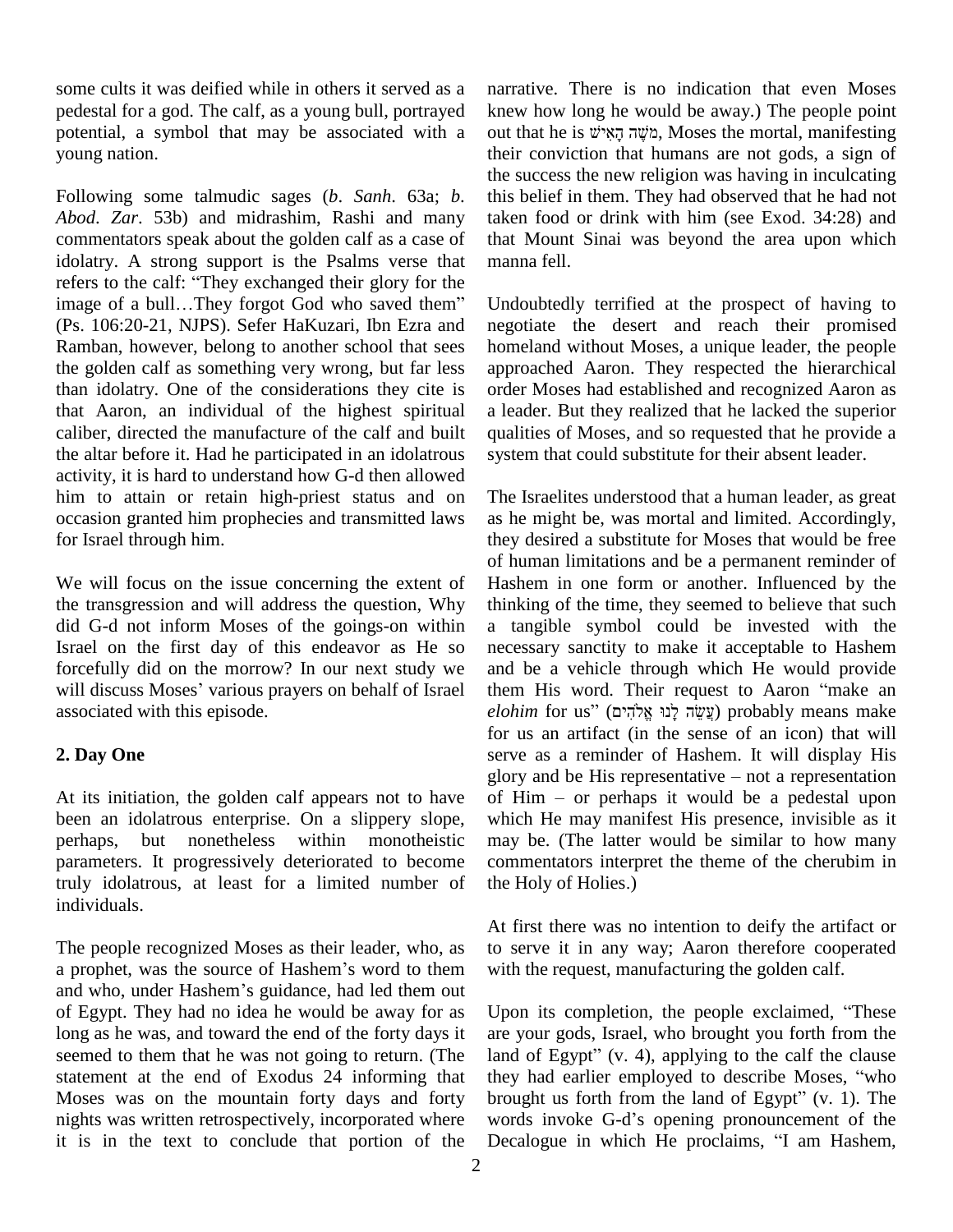some cults it was deified while in others it served as a pedestal for a god. The calf, as a young bull, portrayed potential, a symbol that may be associated with a young nation.

Following some talmudic sages (*b*. *Sanh*. 63a; *b*. *Abod*. *Zar*. 53b) and midrashim, Rashi and many commentators speak about the golden calf as a case of idolatry. A strong support is the Psalms verse that refers to the calf: "They exchanged their glory for the image of a bull…They forgot God who saved them" (Ps. 106:20-21, NJPS). Sefer HaKuzari, Ibn Ezra and Ramban, however, belong to another school that sees the golden calf as something very wrong, but far less than idolatry. One of the considerations they cite is that Aaron, an individual of the highest spiritual caliber, directed the manufacture of the calf and built the altar before it. Had he participated in an idolatrous activity, it is hard to understand how G-d then allowed him to attain or retain high-priest status and on occasion granted him prophecies and transmitted laws for Israel through him.

We will focus on the issue concerning the extent of the transgression and will address the question, Why did G-d not inform Moses of the goings-on within Israel on the first day of this endeavor as He so forcefully did on the morrow? In our next study we will discuss Moses' various prayers on behalf of Israel associated with this episode.

## 2. Day One

At its initiation, the golden calf appears not to have been an idolatrous enterprise. On a slippery slope, perhaps, but nonetheless within monotheistic parameters. It progressively deteriorated to become truly idolatrous, at least for a limited number of individuals.

The people recognized Moses as their leader, who, as a prophet, was the source of Hashem's word to them and who, under Hashem's guidance, had led them out of Egypt. They had no idea he would be away for as long as he was, and toward the end of the forty days it seemed to them that he was not going to return. (The statement at the end of Exodus 24 informing that Moses was on the mountain forty days and forty nights was written retrospectively, incorporated where it is in the text to conclude that portion of the narrative. There is no indication that even Moses knew how long he would be away.) The people point out that he is מֹשֶׁה הָאִישׁ, Moses the mortal, manifesting their conviction that humans are not gods, a sign of the success the new religion was having in inculcating this belief in them. They had observed that he had not taken food or drink with him (see Exod. 34:28) and that Mount Sinai was beyond the area upon which manna fell.

Undoubtedly terrified at the prospect of having to negotiate the desert and reach their promised homeland without Moses, a unique leader, the people approached Aaron. They respected the hierarchical order Moses had established and recognized Aaron as a leader. But they realized that he lacked the superior qualities of Moses, and so requested that he provide a system that could substitute for their absent leader.

The Israelites understood that a human leader, as great as he might be, was mortal and limited. Accordingly, they desired a substitute for Moses that would be free of human limitations and be a permanent reminder of Hashem in one form or another. Influenced by the thinking of the time, they seemed to believe that such a tangible symbol could be invested with the necessary sanctity to make it acceptable to Hashem and be a vehicle through which He would provide them His word. Their request to Aaron "make an *elohim* for us" (עֲשֵׂה לָנוּ אֱלֹהִים) probably means make for us an artifact (in the sense of an icon) that will serve as a reminder of Hashem. It will display His glory and be His representative – not a representation of Him – or perhaps it would be a pedestal upon which He may manifest His presence, invisible as it may be. (The latter would be similar to how many commentators interpret the theme of the cherubim in the Holy of Holies.)

At first there was no intention to deify the artifact or to serve it in any way; Aaron therefore cooperated with the request, manufacturing the golden calf.

Upon its completion, the people exclaimed, "These are your gods, Israel, who brought you forth from the land of Egypt" (v. 4), applying to the calf the clause they had earlier employed to describe Moses, "who brought us forth from the land of Egypt" (v. 1). The words invoke G-d's opening pronouncement of the Decalogue in which He proclaims, "I am Hashem,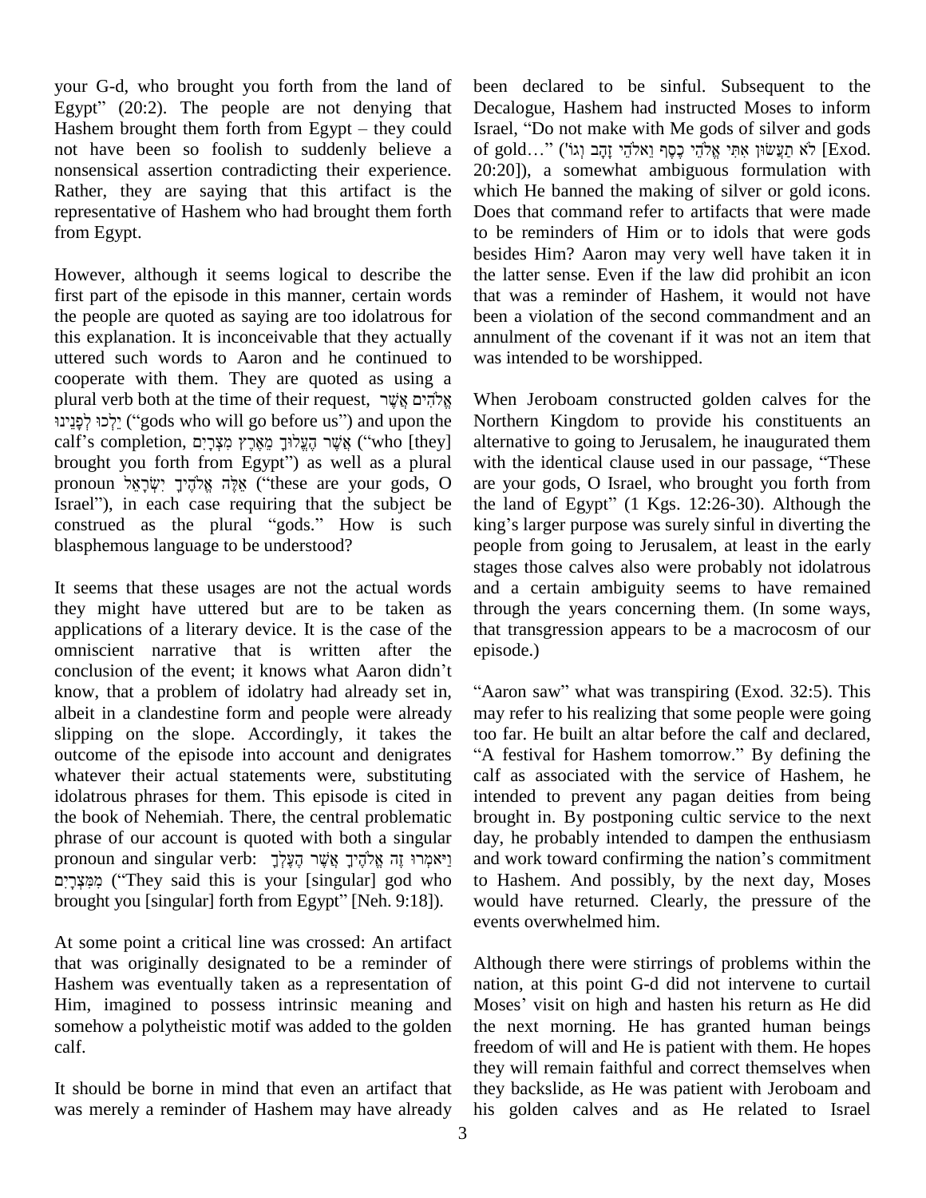your G-d, who brought you forth from the land of Egypt" (20:2). The people are not denying that Hashem brought them forth from Egypt – they could not have been so foolish to suddenly believe a nonsensical assertion contradicting their experience. Rather, they are saying that this artifact is the representative of Hashem who had brought them forth from Egypt.

However, although it seems logical to describe the first part of the episode in this manner, certain words the people are quoted as saying are too idolatrous for this explanation. It is inconceivable that they actually uttered such words to Aaron and he continued to cooperate with them. They are quoted as using a plural verb both at the time of their request, אֱלֹהִים אֲשֶׁר יֵלְכוּ לְפָנֵינוּ ("gods who will go before us") and upon the calf's completion, אֲשֶׁר הֶעֱלוּךָ מֵאֶרֶץ מִצְרָיִם ("who [they] brought you forth from Egypt") as well as a plural pronoun אֵלֶּה אֱלֹהֶיךָ יִשְׂרָאֵל ("these are your gods, O Israel"), in each case requiring that the subject be construed as the plural "gods." How is such blasphemous language to be understood?

It seems that these usages are not the actual words they might have uttered but are to be taken as applications of a literary device. It is the case of the omniscient narrative that is written after the conclusion of the event; it knows what Aaron didn't know, that a problem of idolatry had already set in, albeit in a clandestine form and people were already slipping on the slope. Accordingly, it takes the outcome of the episode into account and denigrates whatever their actual statements were, substituting idolatrous phrases for them. This episode is cited in the book of Nehemiah. There, the central problematic phrase of our account is quoted with both a singular pronoun and singular verb: וַיֹּאמְרוּ זֶה אֱלֹהֶיךָ אֲשֶׁר הֶעֶלְךָ מִמִּצְרָיִם ("They said this is your [singular] god who brought you [singular] forth from Egypt" [Neh. 9:18]).

At some point a critical line was crossed: An artifact that was originally designated to be a reminder of Hashem was eventually taken as a representation of Him, imagined to possess intrinsic meaning and somehow a polytheistic motif was added to the golden calf.

It should be borne in mind that even an artifact that was merely a reminder of Hashem may have already been declared to be sinful. Subsequent to the Decalogue, Hashem had instructed Moses to inform Israel, "Do not make with Me gods of silver and gods of gold…" (לֹא תַעֲשׂוּן אִתִּי אֱלֹהֵי כֶסֶף וֵאלֹהֵי זָהָב וְגוֹ' [Exod. 20:20]), a somewhat ambiguous formulation with which He banned the making of silver or gold icons. Does that command refer to artifacts that were made to be reminders of Him or to idols that were gods besides Him? Aaron may very well have taken it in the latter sense. Even if the law did prohibit an icon that was a reminder of Hashem, it would not have been a violation of the second commandment and an annulment of the covenant if it was not an item that was intended to be worshipped.

When Jeroboam constructed golden calves for the Northern Kingdom to provide his constituents an alternative to going to Jerusalem, he inaugurated them with the identical clause used in our passage, "These are your gods, O Israel, who brought you forth from the land of Egypt" (1 Kgs. 12:26-30). Although the king's larger purpose was surely sinful in diverting the people from going to Jerusalem, at least in the early stages those calves also were probably not idolatrous and a certain ambiguity seems to have remained through the years concerning them. (In some ways, that transgression appears to be a macrocosm of our episode.)

"Aaron saw" what was transpiring (Exod. 32:5). This may refer to his realizing that some people were going too far. He built an altar before the calf and declared, "A festival for Hashem tomorrow." By defining the calf as associated with the service of Hashem, he intended to prevent any pagan deities from being brought in. By postponing cultic service to the next day, he probably intended to dampen the enthusiasm and work toward confirming the nation's commitment to Hashem. And possibly, by the next day, Moses would have returned. Clearly, the pressure of the events overwhelmed him.

Although there were stirrings of problems within the nation, at this point G-d did not intervene to curtail Moses' visit on high and hasten his return as He did the next morning. He has granted human beings freedom of will and He is patient with them. He hopes they will remain faithful and correct themselves when they backslide, as He was patient with Jeroboam and his golden calves and as He related to Israel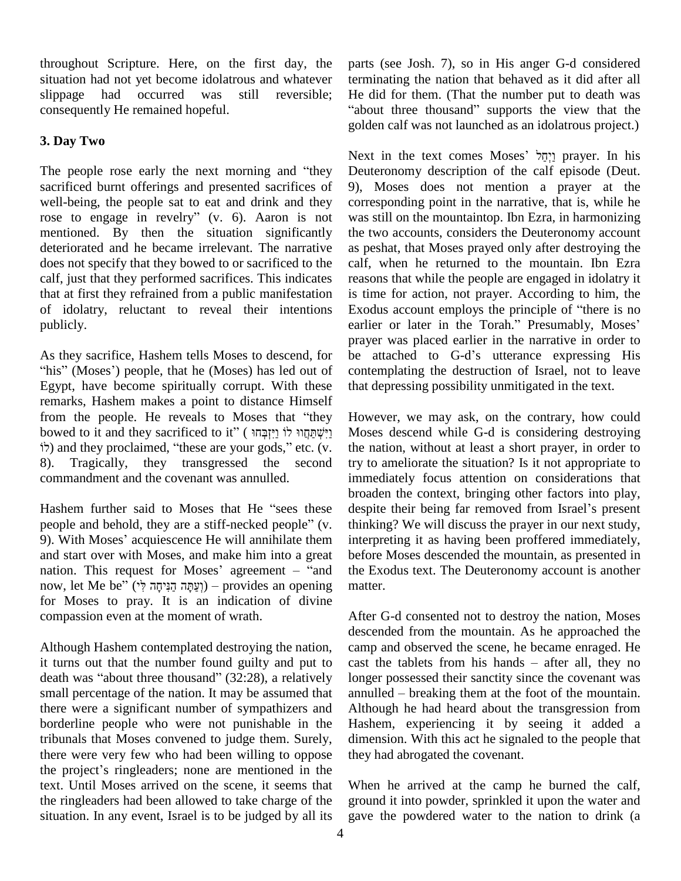throughout Scripture. Here, on the first day, the situation had not yet become idolatrous and whatever slippage had occurred was still reversible; consequently He remained hopeful.

### 3. Day Two

The people rose early the next morning and "they sacrificed burnt offerings and presented sacrifices of well-being, the people sat to eat and drink and they rose to engage in revelry" (v. 6). Aaron is not mentioned. By then the situation significantly deteriorated and he became irrelevant. The narrative does not specify that they bowed to or sacrificed to the calf, just that they performed sacrifices. This indicates that at first they refrained from a public manifestation of idolatry, reluctant to reveal their intentions publicly.

As they sacrifice, Hashem tells Moses to descend, for "his" (Moses') people, that he (Moses) has led out of Egypt, have become spiritually corrupt. With these remarks, Hashem makes a point to distance Himself from the people. He reveals to Moses that "they bowed to it and they sacrificed to it" (וַיִּשְׁתַּחֲווּ לוֹ וַיִּזְבְּחוּ לוֹ) and they proclaimed, "these are your gods," etc. (v. 8). Tragically, they transgressed the second commandment and the covenant was annulled.

Hashem further said to Moses that He "sees these people and behold, they are a stiff-necked people" (v. 9). With Moses' acquiescence He will annihilate them and start over with Moses, and make him into a great nation. This request for Moses' agreement – "and now, let Me be" (וְעַתָּה הַנִּיחָה לִּי) – provides an opening for Moses to pray. It is an indication of divine compassion even at the moment of wrath.

Although Hashem contemplated destroying the nation, it turns out that the number found guilty and put to death was "about three thousand" (32:28), a relatively small percentage of the nation. It may be assumed that there were a significant number of sympathizers and borderline people who were not punishable in the tribunals that Moses convened to judge them. Surely, there were very few who had been willing to oppose the project's ringleaders; none are mentioned in the text. Until Moses arrived on the scene, it seems that the ringleaders had been allowed to take charge of the situation. In any event, Israel is to be judged by all its parts (see Josh. 7), so in His anger G-d considered terminating the nation that behaved as it did after all He did for them. (That the number put to death was "about three thousand" supports the view that the golden calf was not launched as an idolatrous project.)

Next in the text comes Moses' וַיְחַל prayer. In his Deuteronomy description of the calf episode (Deut. 9), Moses does not mention a prayer at the corresponding point in the narrative, that is, while he was still on the mountaintop. Ibn Ezra, in harmonizing the two accounts, considers the Deuteronomy account as peshat, that Moses prayed only after destroying the calf, when he returned to the mountain. Ibn Ezra reasons that while the people are engaged in idolatry it is time for action, not prayer. According to him, the Exodus account employs the principle of "there is no earlier or later in the Torah." Presumably, Moses' prayer was placed earlier in the narrative in order to be attached to G-d's utterance expressing His contemplating the destruction of Israel, not to leave that depressing possibility unmitigated in the text.

However, we may ask, on the contrary, how could Moses descend while G-d is considering destroying the nation, without at least a short prayer, in order to try to ameliorate the situation? Is it not appropriate to immediately focus attention on considerations that broaden the context, bringing other factors into play, despite their being far removed from Israel's present thinking? We will discuss the prayer in our next study, interpreting it as having been proffered immediately, before Moses descended the mountain, as presented in the Exodus text. The Deuteronomy account is another matter.

After G-d consented not to destroy the nation, Moses descended from the mountain. As he approached the camp and observed the scene, he became enraged. He cast the tablets from his hands – after all, they no longer possessed their sanctity since the covenant was annulled – breaking them at the foot of the mountain. Although he had heard about the transgression from Hashem, experiencing it by seeing it added a dimension. With this act he signaled to the people that they had abrogated the covenant.

When he arrived at the camp he burned the calf, ground it into powder, sprinkled it upon the water and gave the powdered water to the nation to drink (a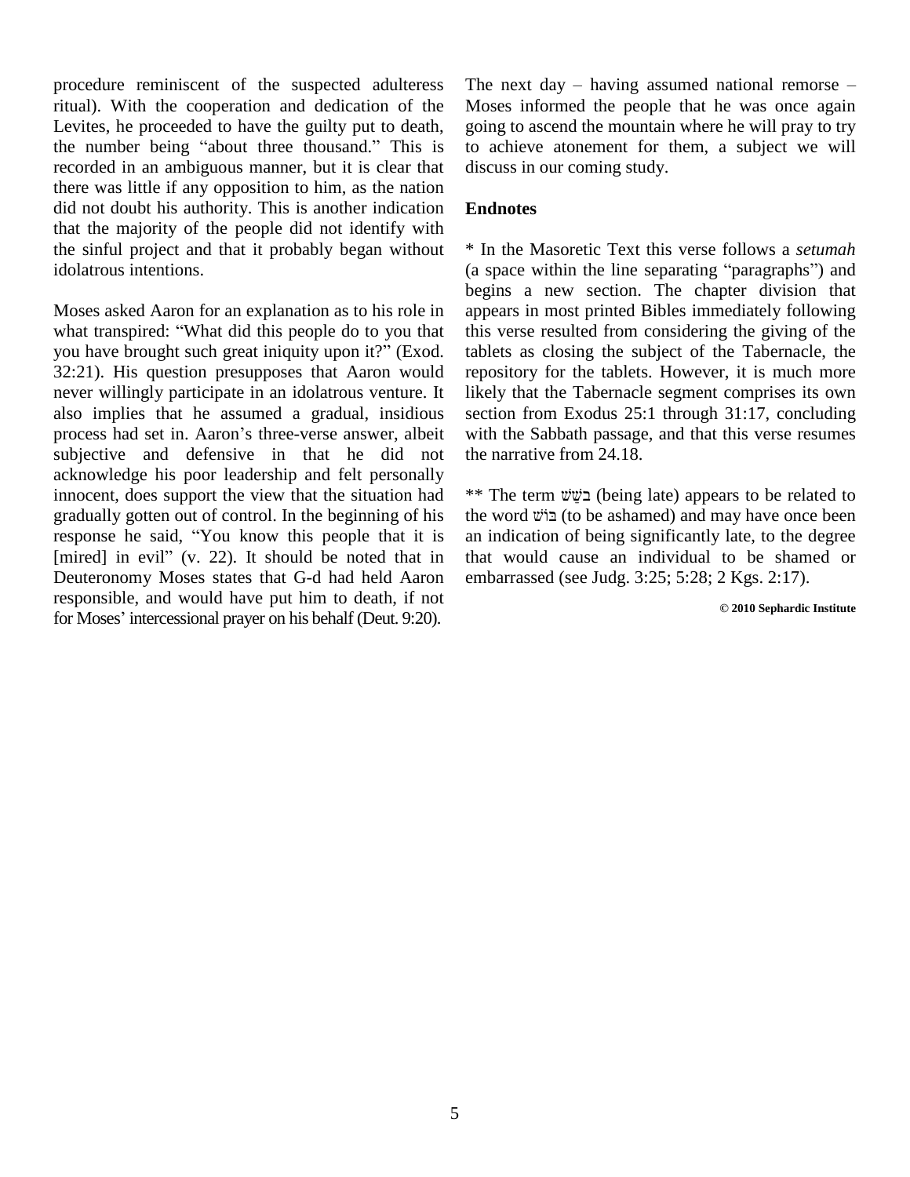procedure reminiscent of the suspected adulteress ritual). With the cooperation and dedication of the Levites, he proceeded to have the guilty put to death, the number being "about three thousand." This is recorded in an ambiguous manner, but it is clear that there was little if any opposition to him, as the nation did not doubt his authority. This is another indication that the majority of the people did not identify with the sinful project and that it probably began without idolatrous intentions.

Moses asked Aaron for an explanation as to his role in what transpired: "What did this people do to you that you have brought such great iniquity upon it?" (Exod. 32:21). His question presupposes that Aaron would never willingly participate in an idolatrous venture. It also implies that he assumed a gradual, insidious process had set in. Aaron's three-verse answer, albeit subjective and defensive in that he did not acknowledge his poor leadership and felt personally innocent, does support the view that the situation had gradually gotten out of control. In the beginning of his response he said, "You know this people that it is [mired] in evil" (v. 22). It should be noted that in Deuteronomy Moses states that G-d had held Aaron responsible, and would have put him to death, if not for Moses' intercessional prayer on his behalf (Deut. 9:20).

The next day – having assumed national remorse – Moses informed the people that he was once again going to ascend the mountain where he will pray to try to achieve atonement for them, a subject we will discuss in our coming study.

## Endnotes

* In the Masoretic Text this verse follows a *setumah* (a space within the line separating "paragraphs") and begins a new section. The chapter division that appears in most printed Bibles immediately following this verse resulted from considering the giving of the tablets as closing the subject of the Tabernacle, the repository for the tablets. However, it is much more likely that the Tabernacle segment comprises its own section from Exodus 25:1 through 31:17, concluding with the Sabbath passage, and that this verse resumes the narrative from 24.18.

** The term בֹּשֵׁשׁ (being late) appears to be related to the word בּוֹשׁ (to be ashamed) and may have once been an indication of being significantly late, to the degree that would cause an individual to be shamed or embarrassed (see Judg. 3:25; 5:28; 2 Kgs. 2:17).

**© 2010 Sephardic Institute**